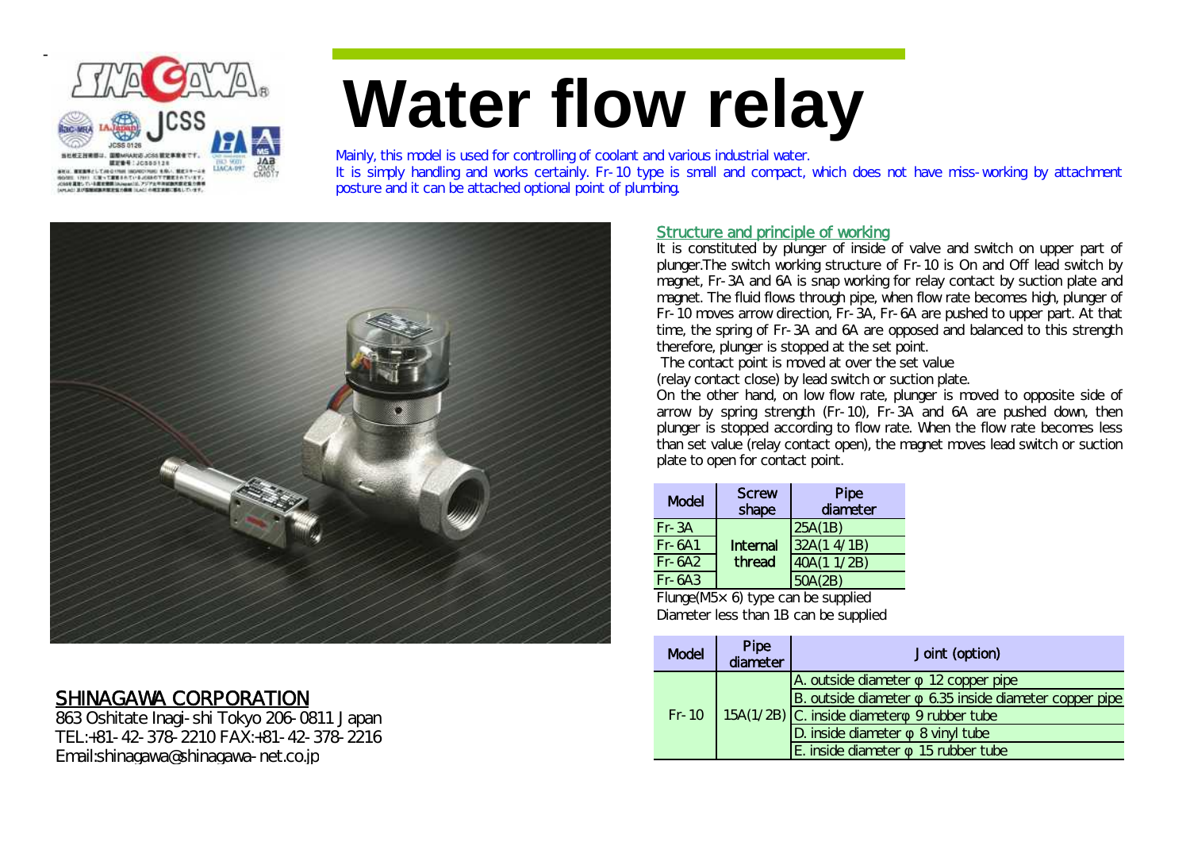# Water flow relay

Mainly, this model is used for controlling of coolant and various industrial water.
It is simply handling and works certainly. Fr-10 type is small and compact, which does not have miss-working by attachment posture and it can be attached optional point of plumbing.

## Structure and principle of working

It is constituted by plunger of inside of valve and switch on upper part of plunger.The switch working structure of Fr-10 is On and Off lead switch by magnet, Fr-3A and 6A is snap working for relay contact by suction plate and magnet. The fluid flows through pipe, when flow rate becomes high, plunger of Fr-10 moves arrow direction, Fr-3A, Fr-6A are pushed to upper part. At that time, the spring of Fr-3A and 6A are opposed and balanced to this strength therefore, plunger is stopped at the set point.
The contact point is moved at over the set value
(relay contact close) by lead switch or suction plate.
On the other hand, on low flow rate, plunger is moved to opposite side of arrow by spring strength (Fr-10), Fr-3A and 6A are pushed down, then plunger is stopped according to flow rate. When the flow rate becomes less than set value (relay contact open), the magnet moves lead switch or suction plate to open for contact point.

| Model | Screw shape | Pipe diameter |
|---|---|---|
| Fr-3A | Internal thread | 25A(1B) |
| Fr-6A1 | | 32A(1 1/4B) |
| Fr-6A2 | | 40A(1 1/2B) |
| Fr-6A3 | | 50A(2B) |

Flunge(M5×6) type can be supplied
Diameter less than 1B can be supplied

| Model | Pipe diameter | Joint (option) |
|---|---|---|
| Fr-10 | 15A(1/2B) | A. outside diameter φ 12 copper pipe |
| | | B. outside diameter φ 6.35 inside diameter copper pipe |
| | | C. inside diameterφ 9 rubber tube |
| | | D. inside diameter φ 8 vinyl tube |
| | | E. inside diameter φ 15 rubber tube |

## SHINAGAWA CORPORATION

863 Oshitate Inagi-shi Tokyo 206-0811 Japan
TEL:+81-42-378-2210 FAX:+81-42-378-2216
Email:shinagawa@shinagawa-net.co.jp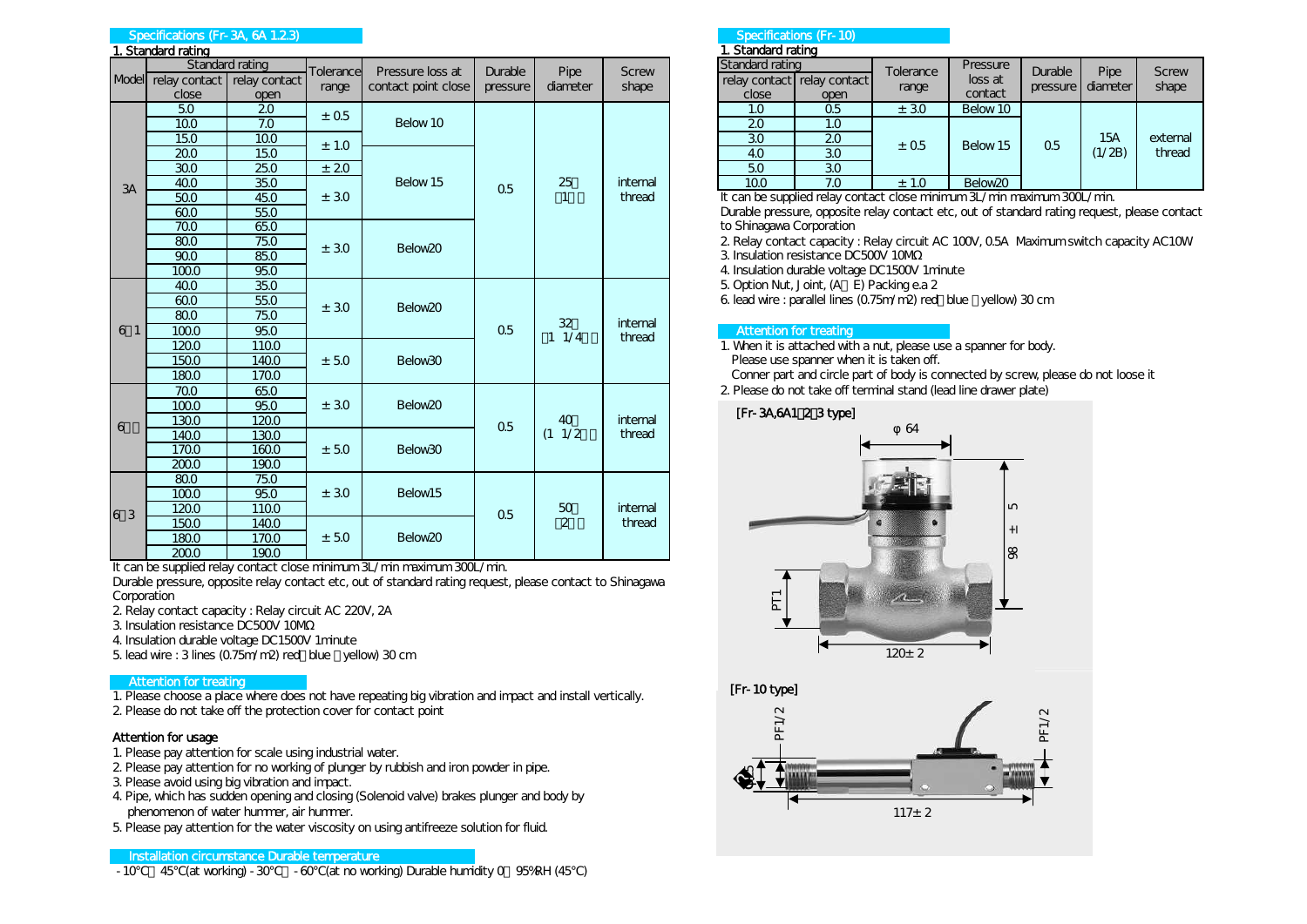## Specifications (Fr-3A, 6A 1.2.3)

1. Standard rating

| Model | Standard rating | | Tolerance range | Pressure loss at contact point close | Durable pressure | Pipe diameter | Screw shape |
|---|---|---|---|---|---|---|---|
| | relay contact close | relay contact open | | | | | |
| 3A | 5.0 | 2.0 | ± 0.5 | Below 10 | 0.5 | 25（1） | internal thread |
| | 10.0 | 7.0 | | | | | |
| | 15.0 | 10.0 | ± 1.0 | | | | |
| | 20.0 | 15.0 | | Below 15 | | | |
| | 30.0 | 25.0 | ± 2.0 | | | | |
| | 40.0 | 35.0 | ± 3.0 | | | | |
| | 50.0 | 45.0 | | | | | |
| | 60.0 | 55.0 | | | | | |
| | 70.0 | 65.0 | ± 3.0 | Below20 | | | |
| | 80.0 | 75.0 | | | | | |
| | 90.0 | 85.0 | | | | | |
| | 100.0 | 95.0 | | | | | |
| 6－1 | 40.0 | 35.0 | ± 3.0 | Below20 | 0.5 | 32（1 1/4） | internal thread |
| | 60.0 | 55.0 | | | | | |
| | 80.0 | 75.0 | | | | | |
| | 100.0 | 95.0 | | | | | |
| | 120.0 | 110.0 | ± 5.0 | Below30 | | | |
| | 150.0 | 140.0 | | | | | |
| | 180.0 | 170.0 | | | | | |
| 6－2 | 70.0 | 65.0 | ± 3.0 | Below20 | 0.5 | 40（1 1/2） | internal thread |
| | 100.0 | 95.0 | | | | | |
| | 130.0 | 120.0 | | | | | |
| | 140.0 | 130.0 | ± 5.0 | Below30 | | | |
| | 170.0 | 160.0 | | | | | |
| | 200.0 | 190.0 | | | | | |
| 6－3 | 80.0 | 75.0 | ± 3.0 | Below15 | 0.5 | 50（2） | internal thread |
| | 100.0 | 95.0 | | | | | |
| | 120.0 | 110.0 | | | | | |
| | 150.0 | 140.0 | ± 5.0 | Below20 | | | |
| | 180.0 | 170.0 | | | | | |
| | 200.0 | 190.0 | | | | | |

It can be supplied relay contact close minimum 3L/min maximum 300L/min.
Durable pressure, opposite relay contact etc, out of standard rating request, please contact to Shinagawa Corporation

2. Relay contact capacity : Relay circuit AC 220V, 2A
3. Insulation resistance DC500V 10MΩ
4. Insulation durable voltage DC1500V 1minute
5. lead wire : 3 lines (0.75m/m2) red・blue・yellow) 30 cm

### Attention for treating

1. Please choose a place where does not have repeating big vibration and impact and install vertically.
2. Please do not take off the protection cover for contact point

### Attention for usage

1. Please pay attention for scale using industrial water.
2. Please pay attention for no working of plunger by rubbish and iron powder in pipe.
3. Please avoid using big vibration and impact.
4. Pipe, which has sudden opening and closing (Solenoid valve) brakes plunger and body by phenomenon of water hummer, air hummer.
5. Please pay attention for the water viscosity on using antifreeze solution for fluid.

### Installation circumstance Durable temperature

-10℃～45℃(at working) -30℃～-60℃(at no working) Durable humidity 0～95%RH (45℃)

## Specifications (Fr-10)

1. Standard rating

| Standard rating | | Tolerance range | Pressure loss at contact | Durable pressure | Pipe diameter | Screw shape |
|---|---|---|---|---|---|---|
| relay contact close | relay contact open | | | | | |
| 1.0 | 0.5 | ± 3.0 | Below 10 | 0.5 | 15A (1/2B) | external thread |
| 2.0 | 1.0 | ± 0.5 | Below 15 | | | |
| 3.0 | 2.0 | | | | | |
| 4.0 | 3.0 | | | | | |
| 5.0 | 3.0 | | | | | |
| 10.0 | 7.0 | ± 1.0 | Below20 | | | |

It can be supplied relay contact close minimum 3L/min maximum 300L/min.
Durable pressure, opposite relay contact etc, out of standard rating request, please contact to Shinagawa Corporation

2. Relay contact capacity : Relay circuit AC 100V, 0.5A Maximum switch capacity AC10W
3. Insulation resistance DC500V 10MΩ
4. Insulation durable voltage DC1500V 1minute
5. Option Nut, Joint, (A～E) Packing e.a 2
6. lead wire : parallel lines (0.75m/m2) red・blue・yellow) 30 cm

### Attention for treating

1. When it is attached with a nut, please use a spanner for body.
   Please use spanner when it is taken off.
   Conner part and circle part of body is connected by screw, please do not loose it
2. Please do not take off terminal stand (lead line drawer plate)

[Fr-3A,6A1・2・3 type]

φ64

98±5

PT1

120±2

[Fr-10 type]

PF1/2

PF1/2

117±2